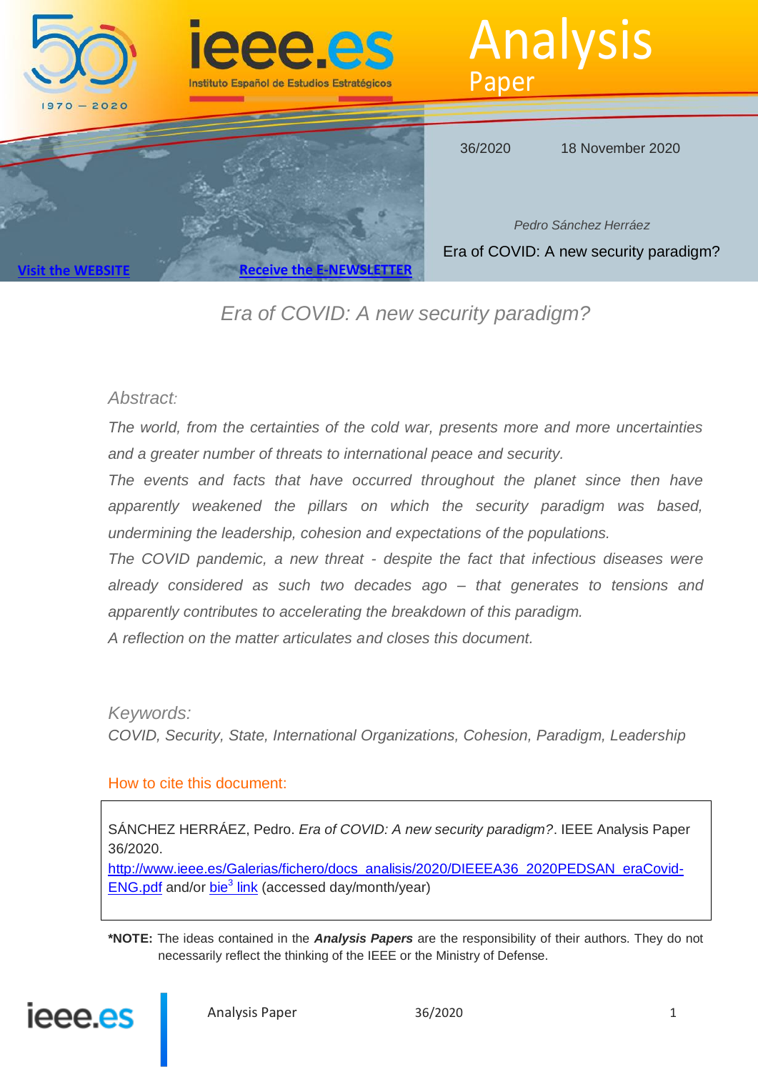Analysis Paper

36/2020 18 November 2020

*Pedro Sánchez Herráez*

Era of COVID: A new security paradigm?

[Visit the WEBSITE](http://www.ieee.es/) [Receive the E-NEWSLETTER](http://www.ieee.es/)

# Era of COVID: A new security paradigm?

## Abstract:

*The world, from the certainties of the cold war, presents more and more uncertainties and a greater number of threats to international peace and security.*

*The events and facts that have occurred throughout the planet since then have apparently weakened the pillars on which the security paradigm was based, undermining the leadership, cohesion and expectations of the populations.*

*The COVID pandemic, a new threat - despite the fact that infectious diseases were already considered as such two decades ago – that generates to tensions and apparently contributes to accelerating the breakdown of this paradigm.*

*A reflection on the matter articulates and closes this document.*

## Keywords:

*COVID, Security, State, International Organizations, Cohesion, Paradigm, Leadership*

**How to cite this document:**

> SÁNCHEZ HERRÁEZ, Pedro. *Era of COVID: A new security paradigm?*. IEEE Analysis Paper 36/2020.
> [http://www.ieee.es/Galerias/fichero/docs_analisis/2020/DIEEEA36_2020PEDSAN_eraCovid-ENG.pdf](http://www.ieee.es/Galerias/fichero/docs_analisis/2020/DIEEEA36_2020PEDSAN_eraCovid-ENG.pdf) and/or bie[3] link (accessed day/month/year)

**\*NOTE:** The ideas contained in the ***Analysis Papers*** are the responsibility of their authors. They do not necessarily reflect the thinking of the IEEE or the Ministry of Defense.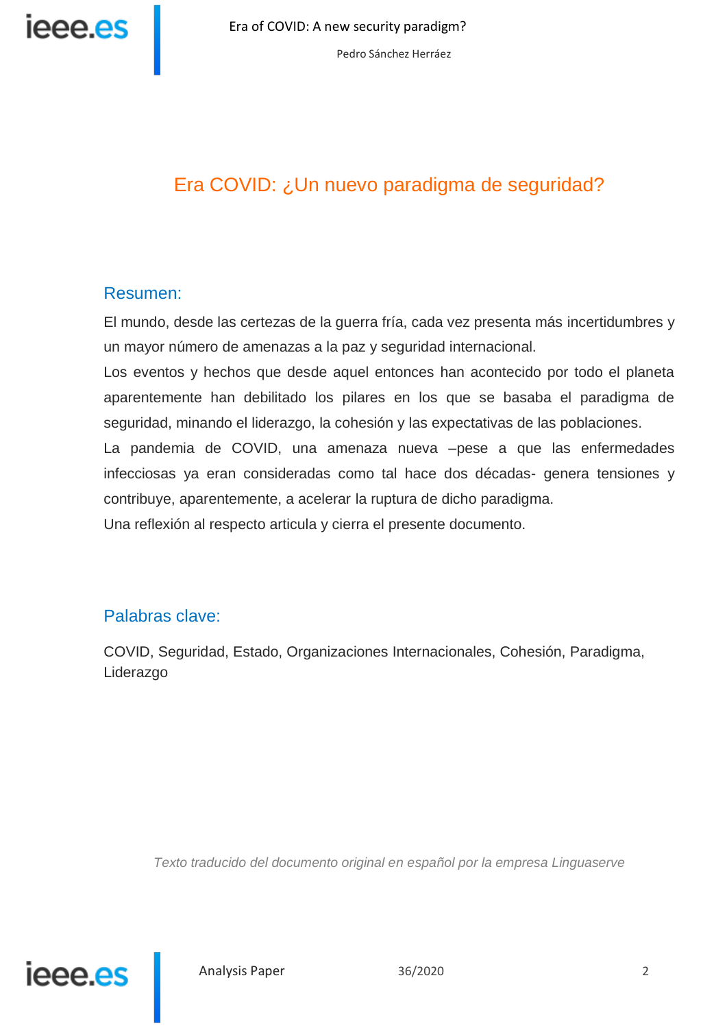# Era COVID: ¿Un nuevo paradigma de seguridad?

## Resumen:

El mundo, desde las certezas de la guerra fría, cada vez presenta más incertidumbres y un mayor número de amenazas a la paz y seguridad internacional.

Los eventos y hechos que desde aquel entonces han acontecido por todo el planeta aparentemente han debilitado los pilares en los que se basaba el paradigma de seguridad, minando el liderazgo, la cohesión y las expectativas de las poblaciones.

La pandemia de COVID, una amenaza nueva –pese a que las enfermedades infecciosas ya eran consideradas como tal hace dos décadas- genera tensiones y contribuye, aparentemente, a acelerar la ruptura de dicho paradigma.

Una reflexión al respecto articula y cierra el presente documento.

## Palabras clave:

COVID, Seguridad, Estado, Organizaciones Internacionales, Cohesión, Paradigma, Liderazgo

*Texto traducido del documento original en español por la empresa Linguaserve*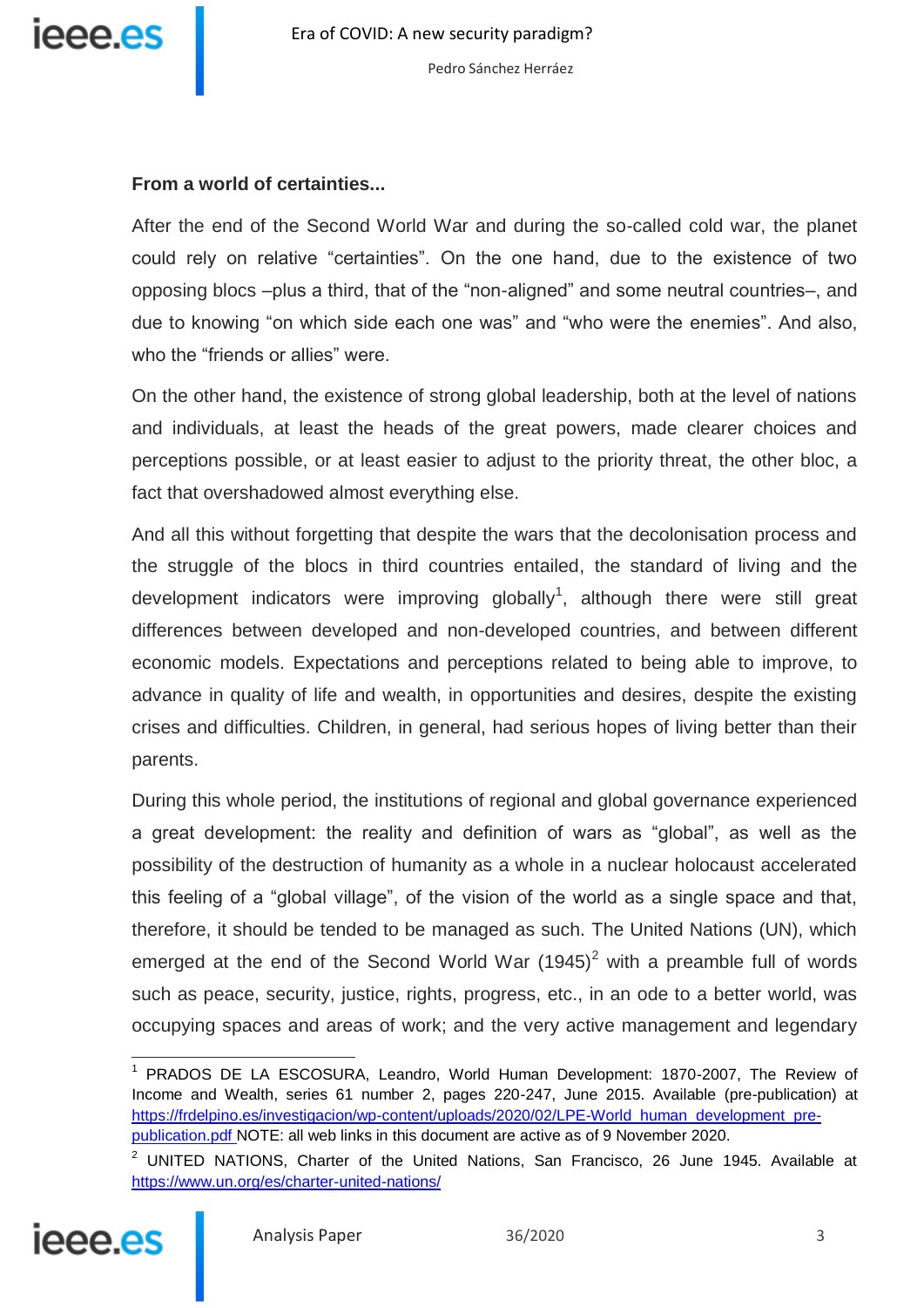**From a world of certainties...**

After the end of the Second World War and during the so-called cold war, the planet could rely on relative "certainties". On the one hand, due to the existence of two opposing blocs –plus a third, that of the "non-aligned" and some neutral countries–, and due to knowing "on which side each one was" and "who were the enemies". And also, who the "friends or allies" were.

On the other hand, the existence of strong global leadership, both at the level of nations and individuals, at least the heads of the great powers, made clearer choices and perceptions possible, or at least easier to adjust to the priority threat, the other bloc, a fact that overshadowed almost everything else.

And all this without forgetting that despite the wars that the decolonisation process and the struggle of the blocs in third countries entailed, the standard of living and the development indicators were improving globally[1], although there were still great differences between developed and non-developed countries, and between different economic models. Expectations and perceptions related to being able to improve, to advance in quality of life and wealth, in opportunities and desires, despite the existing crises and difficulties. Children, in general, had serious hopes of living better than their parents.

During this whole period, the institutions of regional and global governance experienced a great development: the reality and definition of wars as "global", as well as the possibility of the destruction of humanity as a whole in a nuclear holocaust accelerated this feeling of a "global village", of the vision of the world as a single space and that, therefore, it should be tended to be managed as such. The United Nations (UN), which emerged at the end of the Second World War (1945)[2] with a preamble full of words such as peace, security, justice, rights, progress, etc., in an ode to a better world, was occupying spaces and areas of work; and the very active management and legendary

---

[1] PRADOS DE LA ESCOSURA, Leandro, World Human Development: 1870-2007, The Review of Income and Wealth, series 61 number 2, pages 220-247, June 2015. Available (pre-publication) at https://frdelpino.es/investigacion/wp-content/uploads/2020/02/LPE-World_human_development_pre-publication.pdf NOTE: all web links in this document are active as of 9 November 2020.

[2] UNITED NATIONS, Charter of the United Nations, San Francisco, 26 June 1945. Available at https://www.un.org/es/charter-united-nations/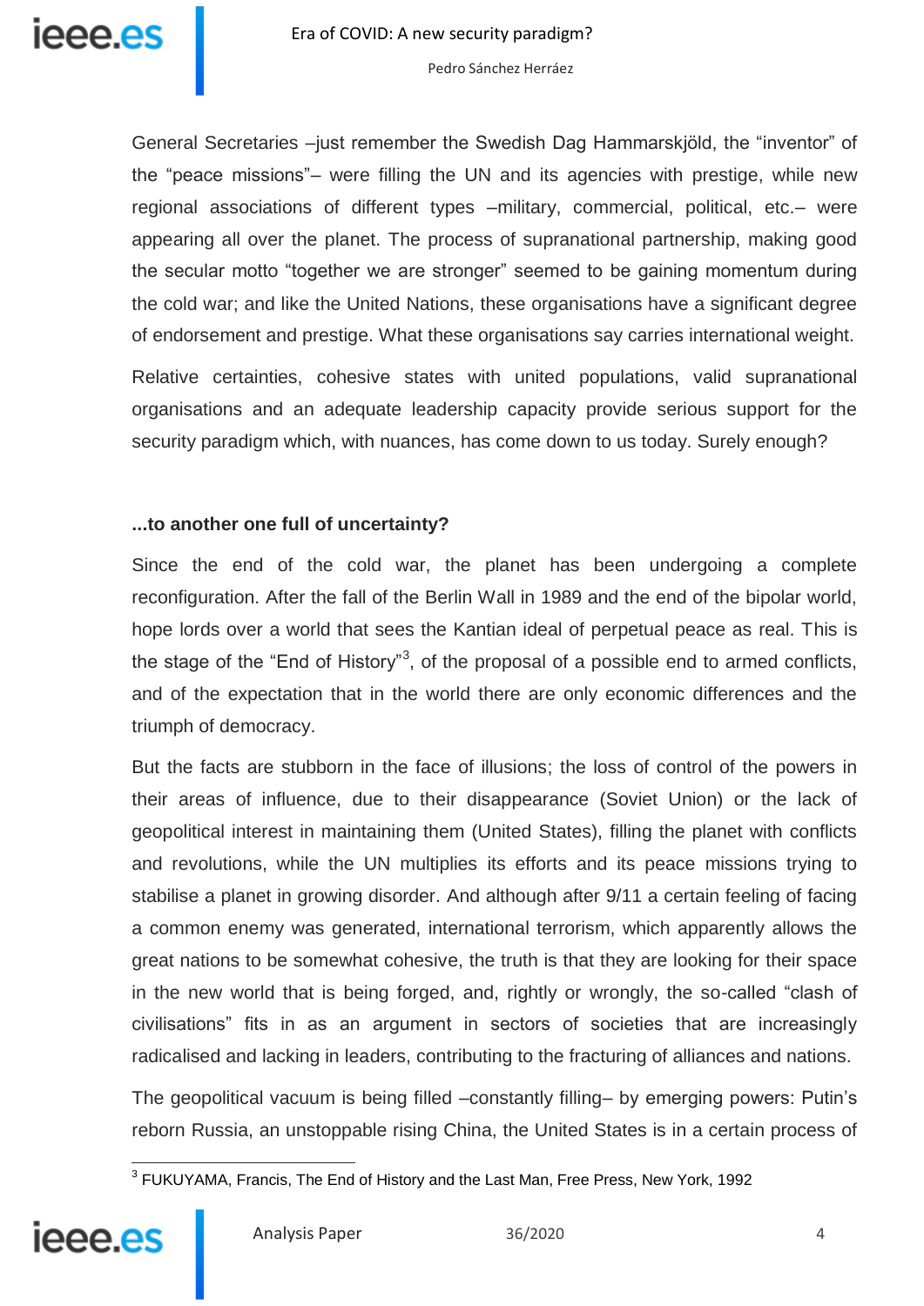General Secretaries –just remember the Swedish Dag Hammarskjöld, the "inventor" of the "peace missions"– were filling the UN and its agencies with prestige, while new regional associations of different types –military, commercial, political, etc.– were appearing all over the planet. The process of supranational partnership, making good the secular motto "together we are stronger" seemed to be gaining momentum during the cold war; and like the United Nations, these organisations have a significant degree of endorsement and prestige. What these organisations say carries international weight.

Relative certainties, cohesive states with united populations, valid supranational organisations and an adequate leadership capacity provide serious support for the security paradigm which, with nuances, has come down to us today. Surely enough?

**...to another one full of uncertainty?**

Since the end of the cold war, the planet has been undergoing a complete reconfiguration. After the fall of the Berlin Wall in 1989 and the end of the bipolar world, hope lords over a world that sees the Kantian ideal of perpetual peace as real. This is the stage of the "End of History"[3], of the proposal of a possible end to armed conflicts, and of the expectation that in the world there are only economic differences and the triumph of democracy.

But the facts are stubborn in the face of illusions; the loss of control of the powers in their areas of influence, due to their disappearance (Soviet Union) or the lack of geopolitical interest in maintaining them (United States), filling the planet with conflicts and revolutions, while the UN multiplies its efforts and its peace missions trying to stabilise a planet in growing disorder. And although after 9/11 a certain feeling of facing a common enemy was generated, international terrorism, which apparently allows the great nations to be somewhat cohesive, the truth is that they are looking for their space in the new world that is being forged, and, rightly or wrongly, the so-called "clash of civilisations" fits in as an argument in sectors of societies that are increasingly radicalised and lacking in leaders, contributing to the fracturing of alliances and nations.

The geopolitical vacuum is being filled –constantly filling– by emerging powers: Putin's reborn Russia, an unstoppable rising China, the United States is in a certain process of

---

[3] FUKUYAMA, Francis, The End of History and the Last Man, Free Press, New York, 1992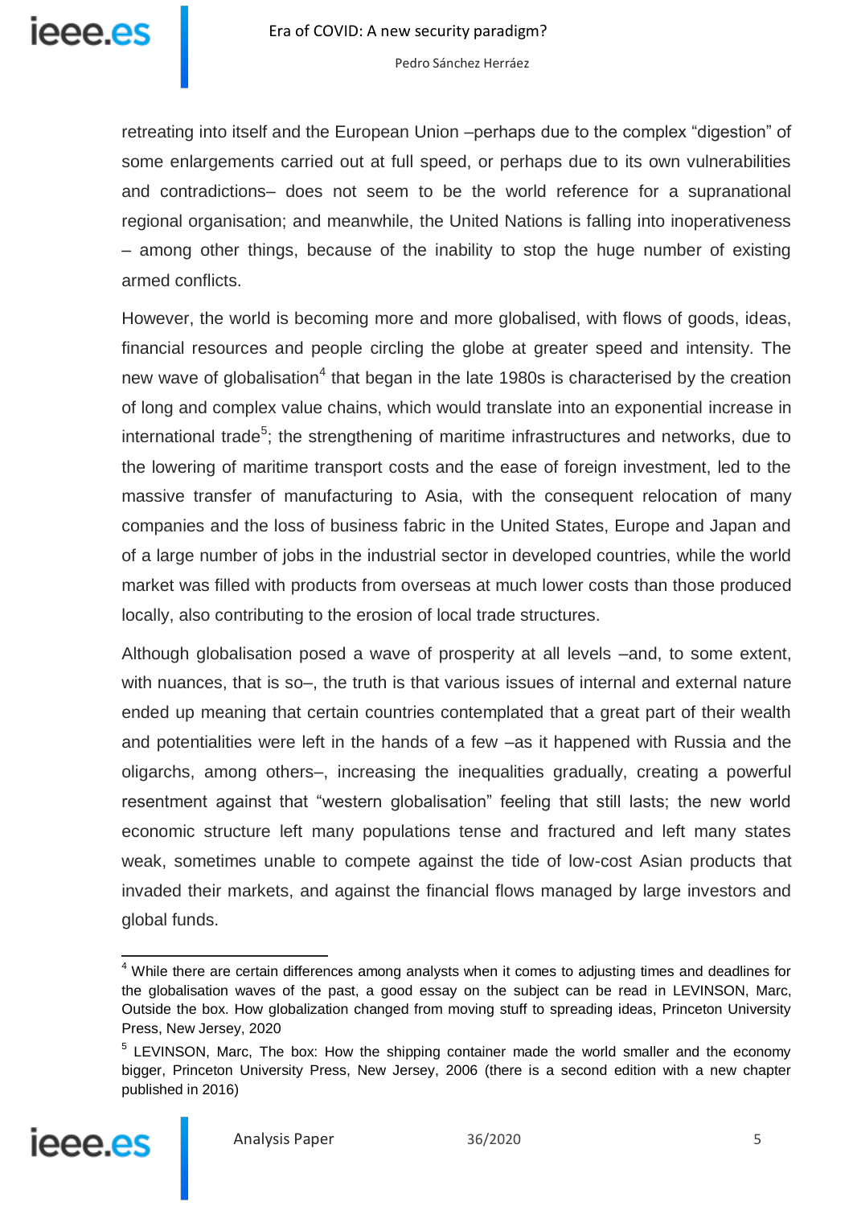retreating into itself and the European Union –perhaps due to the complex "digestion" of some enlargements carried out at full speed, or perhaps due to its own vulnerabilities and contradictions– does not seem to be the world reference for a supranational regional organisation; and meanwhile, the United Nations is falling into inoperativeness – among other things, because of the inability to stop the huge number of existing armed conflicts.

However, the world is becoming more and more globalised, with flows of goods, ideas, financial resources and people circling the globe at greater speed and intensity. The new wave of globalisation[4] that began in the late 1980s is characterised by the creation of long and complex value chains, which would translate into an exponential increase in international trade[5]; the strengthening of maritime infrastructures and networks, due to the lowering of maritime transport costs and the ease of foreign investment, led to the massive transfer of manufacturing to Asia, with the consequent relocation of many companies and the loss of business fabric in the United States, Europe and Japan and of a large number of jobs in the industrial sector in developed countries, while the world market was filled with products from overseas at much lower costs than those produced locally, also contributing to the erosion of local trade structures.

Although globalisation posed a wave of prosperity at all levels –and, to some extent, with nuances, that is so–, the truth is that various issues of internal and external nature ended up meaning that certain countries contemplated that a great part of their wealth and potentialities were left in the hands of a few –as it happened with Russia and the oligarchs, among others–, increasing the inequalities gradually, creating a powerful resentment against that "western globalisation" feeling that still lasts; the new world economic structure left many populations tense and fractured and left many states weak, sometimes unable to compete against the tide of low-cost Asian products that invaded their markets, and against the financial flows managed by large investors and global funds.

---

[4] While there are certain differences among analysts when it comes to adjusting times and deadlines for the globalisation waves of the past, a good essay on the subject can be read in LEVINSON, Marc, Outside the box. How globalization changed from moving stuff to spreading ideas, Princeton University Press, New Jersey, 2020

[5] LEVINSON, Marc, The box: How the shipping container made the world smaller and the economy bigger, Princeton University Press, New Jersey, 2006 (there is a second edition with a new chapter published in 2016)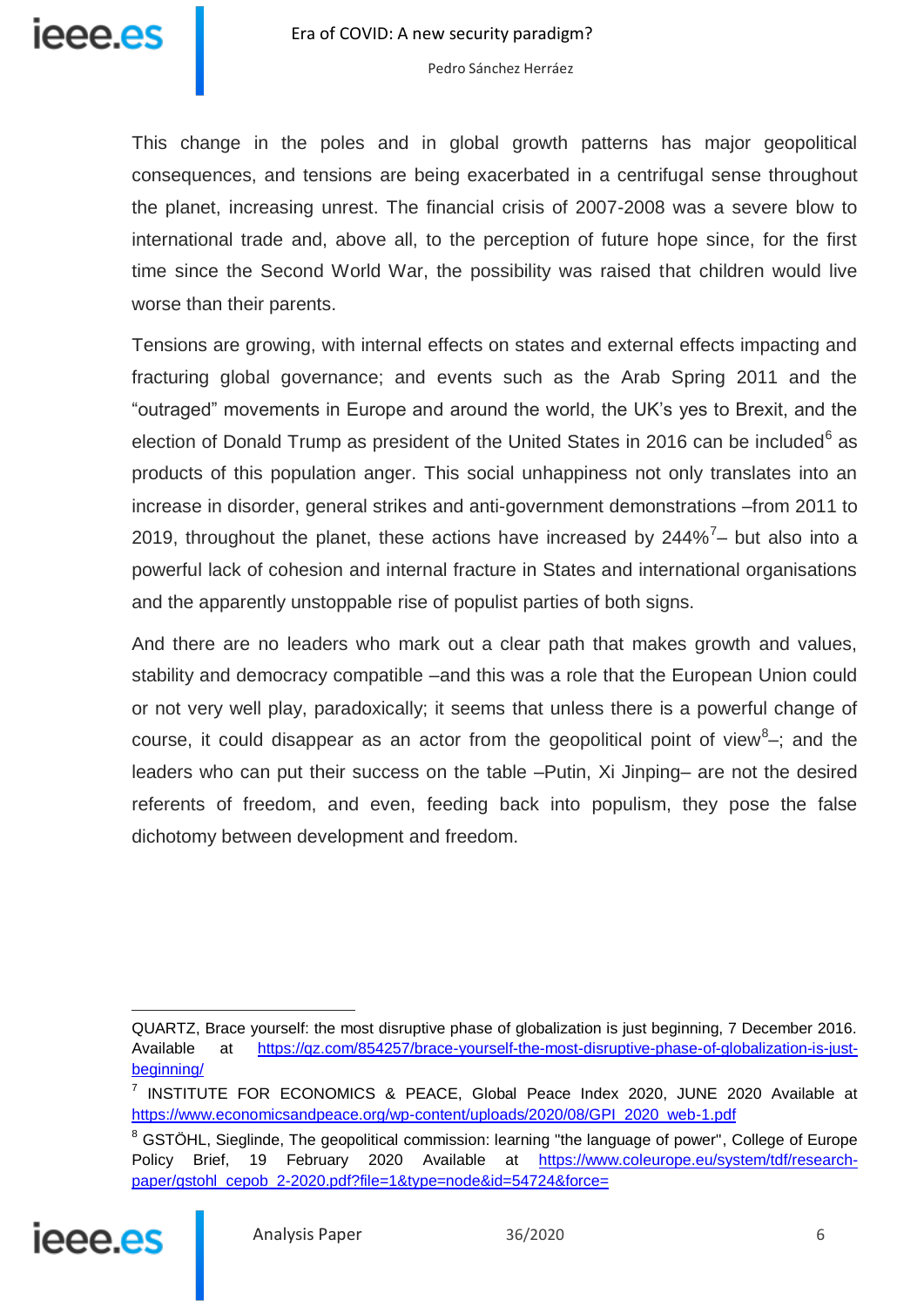This change in the poles and in global growth patterns has major geopolitical consequences, and tensions are being exacerbated in a centrifugal sense throughout the planet, increasing unrest. The financial crisis of 2007-2008 was a severe blow to international trade and, above all, to the perception of future hope since, for the first time since the Second World War, the possibility was raised that children would live worse than their parents.

Tensions are growing, with internal effects on states and external effects impacting and fracturing global governance; and events such as the Arab Spring 2011 and the "outraged" movements in Europe and around the world, the UK's yes to Brexit, and the election of Donald Trump as president of the United States in 2016 can be included[6] as products of this population anger. This social unhappiness not only translates into an increase in disorder, general strikes and anti-government demonstrations –from 2011 to 2019, throughout the planet, these actions have increased by 244%[7]– but also into a powerful lack of cohesion and internal fracture in States and international organisations and the apparently unstoppable rise of populist parties of both signs.

And there are no leaders who mark out a clear path that makes growth and values, stability and democracy compatible –and this was a role that the European Union could or not very well play, paradoxically; it seems that unless there is a powerful change of course, it could disappear as an actor from the geopolitical point of view[8]–; and the leaders who can put their success on the table –Putin, Xi Jinping– are not the desired referents of freedom, and even, feeding back into populism, they pose the false dichotomy between development and freedom.

---

QUARTZ, Brace yourself: the most disruptive phase of globalization is just beginning, 7 December 2016. Available at https://qz.com/854257/brace-yourself-the-most-disruptive-phase-of-globalization-is-just-beginning/

[7] INSTITUTE FOR ECONOMICS & PEACE, Global Peace Index 2020, JUNE 2020 Available at https://www.economicsandpeace.org/wp-content/uploads/2020/08/GPI_2020_web-1.pdf

[8] GSTÖHL, Sieglinde, The geopolitical commission: learning "the language of power", College of Europe Policy Brief, 19 February 2020 Available at https://www.coleurope.eu/system/tdf/research-paper/gstohl_cepob_2-2020.pdf?file=1&type=node&id=54724&force=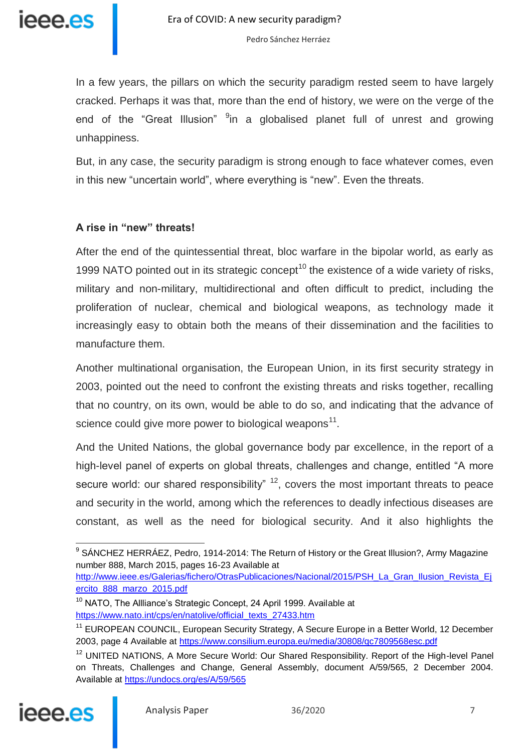In a few years, the pillars on which the security paradigm rested seem to have largely cracked. Perhaps it was that, more than the end of history, we were on the verge of the end of the "Great Illusion" [9]in a globalised planet full of unrest and growing unhappiness.

But, in any case, the security paradigm is strong enough to face whatever comes, even in this new "uncertain world", where everything is "new". Even the threats.

### A rise in "new" threats!

After the end of the quintessential threat, bloc warfare in the bipolar world, as early as 1999 NATO pointed out in its strategic concept[10] the existence of a wide variety of risks, military and non-military, multidirectional and often difficult to predict, including the proliferation of nuclear, chemical and biological weapons, as technology made it increasingly easy to obtain both the means of their dissemination and the facilities to manufacture them.

Another multinational organisation, the European Union, in its first security strategy in 2003, pointed out the need to confront the existing threats and risks together, recalling that no country, on its own, would be able to do so, and indicating that the advance of science could give more power to biological weapons[11].

And the United Nations, the global governance body par excellence, in the report of a high-level panel of experts on global threats, challenges and change, entitled "A more secure world: our shared responsibility" [12], covers the most important threats to peace and security in the world, among which the references to deadly infectious diseases are constant, as well as the need for biological security. And it also highlights the

---

[9] SÁNCHEZ HERRÁEZ, Pedro, 1914-2014: The Return of History or the Great Illusion?, Army Magazine number 888, March 2015, pages 16-23 Available at http://www.ieee.es/Galerias/fichero/OtrasPublicaciones/Nacional/2015/PSH_La_Gran_Ilusion_Revista_Ejercito_888_marzo_2015.pdf

[10] NATO, The Allliance's Strategic Concept, 24 April 1999. Available at https://www.nato.int/cps/en/natolive/official_texts_27433.htm

[11] EUROPEAN COUNCIL, European Security Strategy, A Secure Europe in a Better World, 12 December 2003, page 4 Available at https://www.consilium.europa.eu/media/30808/qc7809568esc.pdf

[12] UNITED NATIONS, A More Secure World: Our Shared Responsibility. Report of the High-level Panel on Threats, Challenges and Change, General Assembly, document A/59/565, 2 December 2004. Available at https://undocs.org/es/A/59/565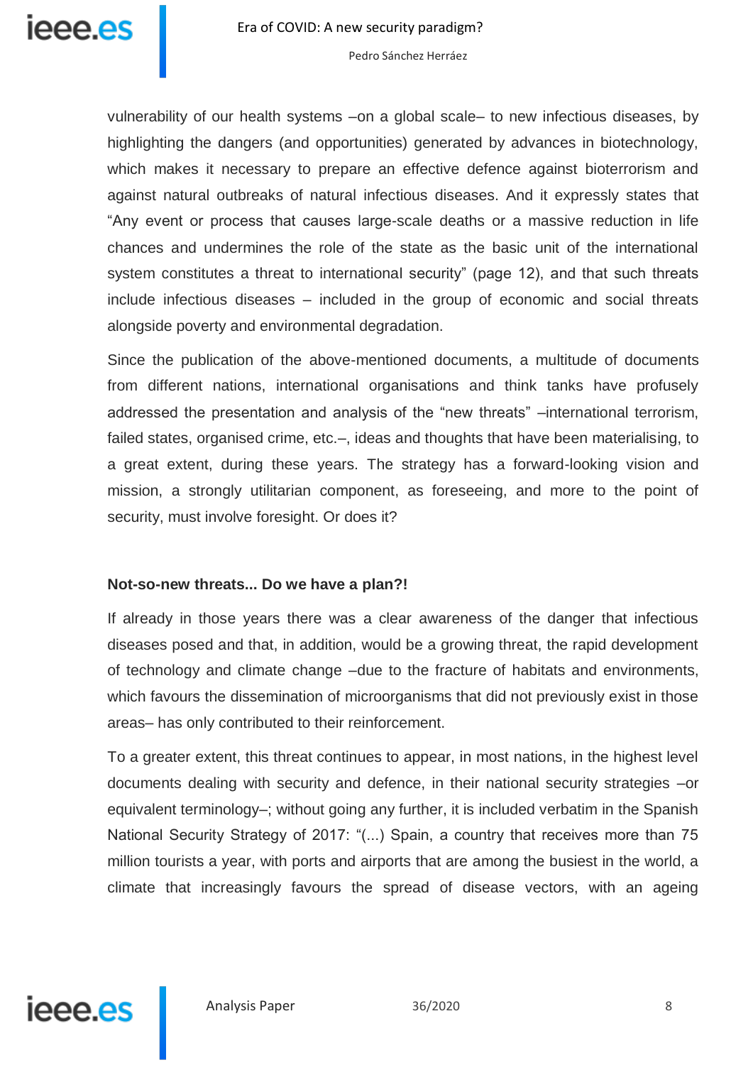vulnerability of our health systems –on a global scale– to new infectious diseases, by highlighting the dangers (and opportunities) generated by advances in biotechnology, which makes it necessary to prepare an effective defence against bioterrorism and against natural outbreaks of natural infectious diseases. And it expressly states that "Any event or process that causes large-scale deaths or a massive reduction in life chances and undermines the role of the state as the basic unit of the international system constitutes a threat to international security" (page 12), and that such threats include infectious diseases – included in the group of economic and social threats alongside poverty and environmental degradation.

Since the publication of the above-mentioned documents, a multitude of documents from different nations, international organisations and think tanks have profusely addressed the presentation and analysis of the "new threats" –international terrorism, failed states, organised crime, etc.–, ideas and thoughts that have been materialising, to a great extent, during these years. The strategy has a forward-looking vision and mission, a strongly utilitarian component, as foreseeing, and more to the point of security, must involve foresight. Or does it?

**Not-so-new threats... Do we have a plan?!**

If already in those years there was a clear awareness of the danger that infectious diseases posed and that, in addition, would be a growing threat, the rapid development of technology and climate change –due to the fracture of habitats and environments, which favours the dissemination of microorganisms that did not previously exist in those areas– has only contributed to their reinforcement.

To a greater extent, this threat continues to appear, in most nations, in the highest level documents dealing with security and defence, in their national security strategies –or equivalent terminology–; without going any further, it is included verbatim in the Spanish National Security Strategy of 2017: "(...) Spain, a country that receives more than 75 million tourists a year, with ports and airports that are among the busiest in the world, a climate that increasingly favours the spread of disease vectors, with an ageing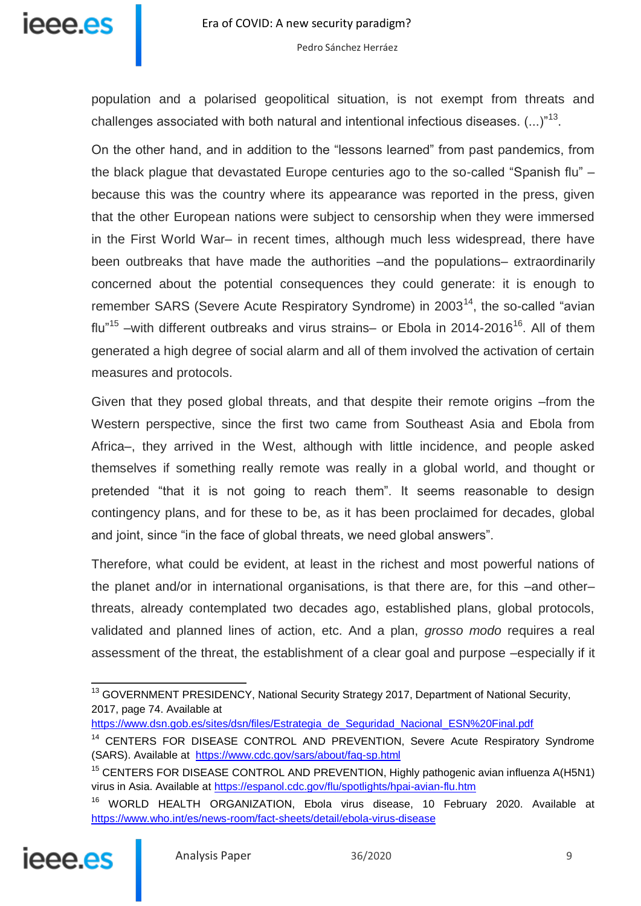population and a polarised geopolitical situation, is not exempt from threats and challenges associated with both natural and intentional infectious diseases. (...)"[13].

On the other hand, and in addition to the "lessons learned" from past pandemics, from the black plague that devastated Europe centuries ago to the so-called "Spanish flu" –because this was the country where its appearance was reported in the press, given that the other European nations were subject to censorship when they were immersed in the First World War– in recent times, although much less widespread, there have been outbreaks that have made the authorities –and the populations– extraordinarily concerned about the potential consequences they could generate: it is enough to remember SARS (Severe Acute Respiratory Syndrome) in 2003[14], the so-called "avian flu"[15] –with different outbreaks and virus strains– or Ebola in 2014-2016[16]. All of them generated a high degree of social alarm and all of them involved the activation of certain measures and protocols.

Given that they posed global threats, and that despite their remote origins –from the Western perspective, since the first two came from Southeast Asia and Ebola from Africa–, they arrived in the West, although with little incidence, and people asked themselves if something really remote was really in a global world, and thought or pretended "that it is not going to reach them". It seems reasonable to design contingency plans, and for these to be, as it has been proclaimed for decades, global and joint, since "in the face of global threats, we need global answers".

Therefore, what could be evident, at least in the richest and most powerful nations of the planet and/or in international organisations, is that there are, for this –and other– threats, already contemplated two decades ago, established plans, global protocols, validated and planned lines of action, etc. And a plan, *grosso modo* requires a real assessment of the threat, the establishment of a clear goal and purpose –especially if it

---

[13] GOVERNMENT PRESIDENCY, National Security Strategy 2017, Department of National Security, 2017, page 74. Available at https://www.dsn.gob.es/sites/dsn/files/Estrategia_de_Seguridad_Nacional_ESN%20Final.pdf

[14] CENTERS FOR DISEASE CONTROL AND PREVENTION, Severe Acute Respiratory Syndrome (SARS). Available at https://www.cdc.gov/sars/about/faq-sp.html

[15] CENTERS FOR DISEASE CONTROL AND PREVENTION, Highly pathogenic avian influenza A(H5N1) virus in Asia. Available at https://espanol.cdc.gov/flu/spotlights/hpai-avian-flu.htm

[16] WORLD HEALTH ORGANIZATION, Ebola virus disease, 10 February 2020. Available at https://www.who.int/es/news-room/fact-sheets/detail/ebola-virus-disease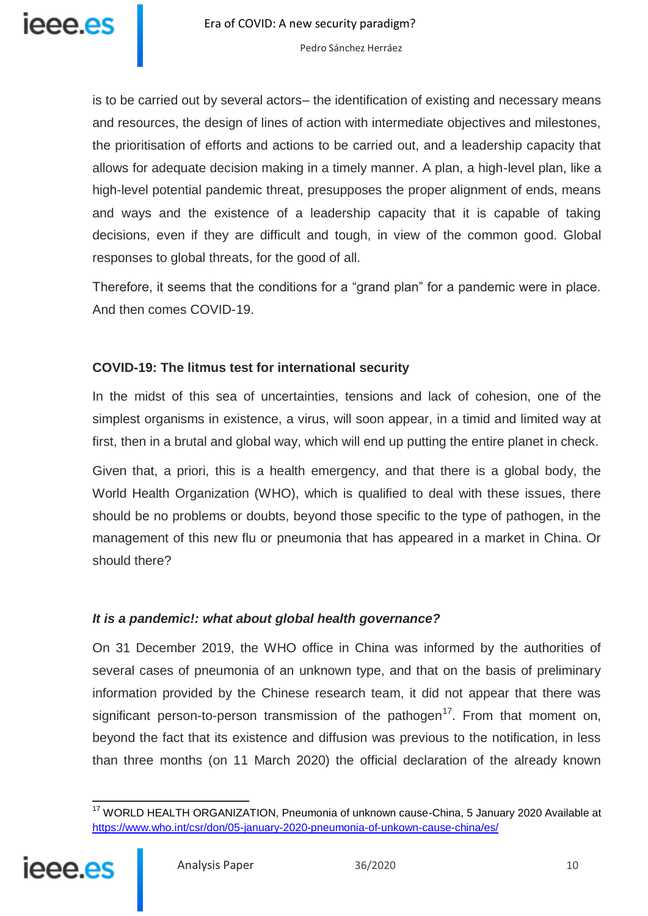is to be carried out by several actors– the identification of existing and necessary means and resources, the design of lines of action with intermediate objectives and milestones, the prioritisation of efforts and actions to be carried out, and a leadership capacity that allows for adequate decision making in a timely manner. A plan, a high-level plan, like a high-level potential pandemic threat, presupposes the proper alignment of ends, means and ways and the existence of a leadership capacity that it is capable of taking decisions, even if they are difficult and tough, in view of the common good. Global responses to global threats, for the good of all.

Therefore, it seems that the conditions for a "grand plan" for a pandemic were in place. And then comes COVID-19.

## COVID-19: The litmus test for international security

In the midst of this sea of uncertainties, tensions and lack of cohesion, one of the simplest organisms in existence, a virus, will soon appear, in a timid and limited way at first, then in a brutal and global way, which will end up putting the entire planet in check.

Given that, a priori, this is a health emergency, and that there is a global body, the World Health Organization (WHO), which is qualified to deal with these issues, there should be no problems or doubts, beyond those specific to the type of pathogen, in the management of this new flu or pneumonia that has appeared in a market in China. Or should there?

### *It is a pandemic!: what about global health governance?*

On 31 December 2019, the WHO office in China was informed by the authorities of several cases of pneumonia of an unknown type, and that on the basis of preliminary information provided by the Chinese research team, it did not appear that there was significant person-to-person transmission of the pathogen[17]. From that moment on, beyond the fact that its existence and diffusion was previous to the notification, in less than three months (on 11 March 2020) the official declaration of the already known

---

[17] WORLD HEALTH ORGANIZATION, Pneumonia of unknown cause-China, 5 January 2020 Available at https://www.who.int/csr/don/05-january-2020-pneumonia-of-unkown-cause-china/es/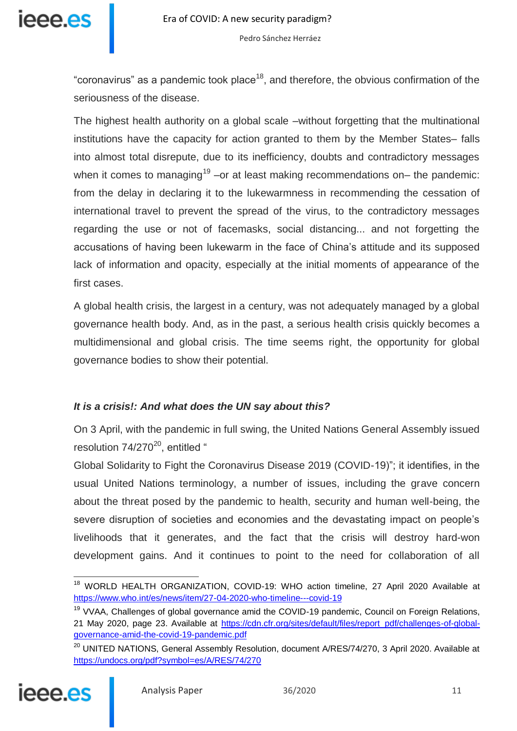"coronavirus" as a pandemic took place[18], and therefore, the obvious confirmation of the seriousness of the disease.

The highest health authority on a global scale –without forgetting that the multinational institutions have the capacity for action granted to them by the Member States– falls into almost total disrepute, due to its inefficiency, doubts and contradictory messages when it comes to managing[19] –or at least making recommendations on– the pandemic: from the delay in declaring it to the lukewarmness in recommending the cessation of international travel to prevent the spread of the virus, to the contradictory messages regarding the use or not of facemasks, social distancing... and not forgetting the accusations of having been lukewarm in the face of China's attitude and its supposed lack of information and opacity, especially at the initial moments of appearance of the first cases.

A global health crisis, the largest in a century, was not adequately managed by a global governance health body. And, as in the past, a serious health crisis quickly becomes a multidimensional and global crisis. The time seems right, the opportunity for global governance bodies to show their potential.

### *It is a crisis!: And what does the UN say about this?*

On 3 April, with the pandemic in full swing, the United Nations General Assembly issued resolution 74/270[20], entitled "Global Solidarity to Fight the Coronavirus Disease 2019 (COVID-19)"; it identifies, in the usual United Nations terminology, a number of issues, including the grave concern about the threat posed by the pandemic to health, security and human well-being, the severe disruption of societies and economies and the devastating impact on people's livelihoods that it generates, and the fact that the crisis will destroy hard-won development gains. And it continues to point to the need for collaboration of all

---

[18] WORLD HEALTH ORGANIZATION, COVID-19: WHO action timeline, 27 April 2020 Available at https://www.who.int/es/news/item/27-04-2020-who-timeline---covid-19

[19] VVAA, Challenges of global governance amid the COVID-19 pandemic, Council on Foreign Relations, 21 May 2020, page 23. Available at https://cdn.cfr.org/sites/default/files/report_pdf/challenges-of-global-governance-amid-the-covid-19-pandemic.pdf

[20] UNITED NATIONS, General Assembly Resolution, document A/RES/74/270, 3 April 2020. Available at https://undocs.org/pdf?symbol=es/A/RES/74/270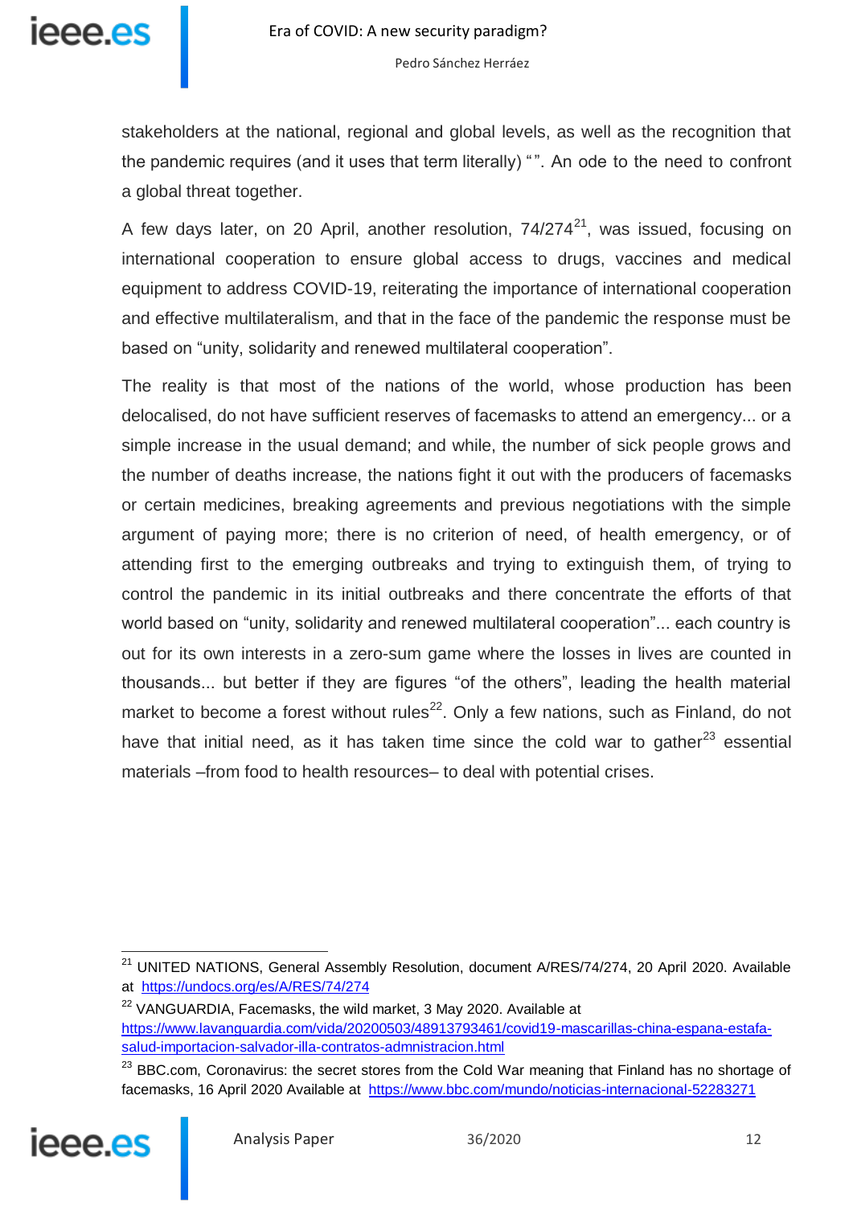stakeholders at the national, regional and global levels, as well as the recognition that the pandemic requires (and it uses that term literally) “ ”. An ode to the need to confront a global threat together.

A few days later, on 20 April, another resolution, 74/274[21], was issued, focusing on international cooperation to ensure global access to drugs, vaccines and medical equipment to address COVID-19, reiterating the importance of international cooperation and effective multilateralism, and that in the face of the pandemic the response must be based on “unity, solidarity and renewed multilateral cooperation”.

The reality is that most of the nations of the world, whose production has been delocalised, do not have sufficient reserves of facemasks to attend an emergency... or a simple increase in the usual demand; and while, the number of sick people grows and the number of deaths increase, the nations fight it out with the producers of facemasks or certain medicines, breaking agreements and previous negotiations with the simple argument of paying more; there is no criterion of need, of health emergency, or of attending first to the emerging outbreaks and trying to extinguish them, of trying to control the pandemic in its initial outbreaks and there concentrate the efforts of that world based on “unity, solidarity and renewed multilateral cooperation”... each country is out for its own interests in a zero-sum game where the losses in lives are counted in thousands... but better if they are figures “of the others”, leading the health material market to become a forest without rules[22]. Only a few nations, such as Finland, do not have that initial need, as it has taken time since the cold war to gather[23] essential materials –from food to health resources– to deal with potential crises.

---

[21] UNITED NATIONS, General Assembly Resolution, document A/RES/74/274, 20 April 2020. Available at https://undocs.org/es/A/RES/74/274

[22] VANGUARDIA, Facemasks, the wild market, 3 May 2020. Available at https://www.lavanguardia.com/vida/20200503/48913793461/covid19-mascarillas-china-espana-estafa-salud-importacion-salvador-illa-contratos-admnistracion.html

[23] BBC.com, Coronavirus: the secret stores from the Cold War meaning that Finland has no shortage of facemasks, 16 April 2020 Available at https://www.bbc.com/mundo/noticias-internacional-52283271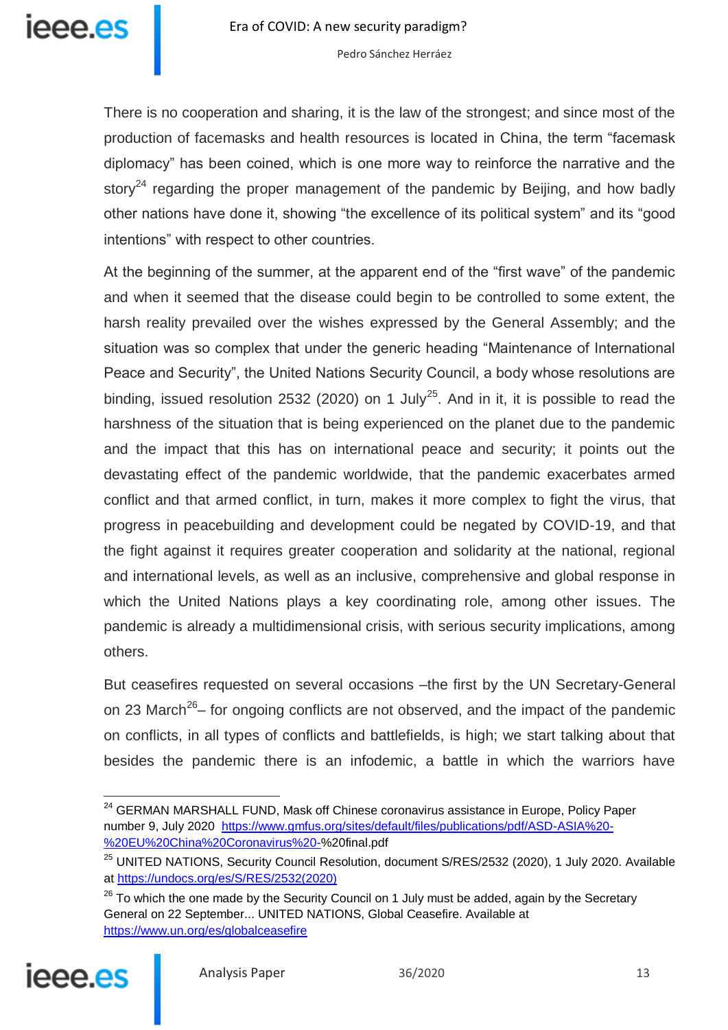There is no cooperation and sharing, it is the law of the strongest; and since most of the production of facemasks and health resources is located in China, the term "facemask diplomacy" has been coined, which is one more way to reinforce the narrative and the story[24] regarding the proper management of the pandemic by Beijing, and how badly other nations have done it, showing "the excellence of its political system" and its "good intentions" with respect to other countries.

At the beginning of the summer, at the apparent end of the "first wave" of the pandemic and when it seemed that the disease could begin to be controlled to some extent, the harsh reality prevailed over the wishes expressed by the General Assembly; and the situation was so complex that under the generic heading "Maintenance of International Peace and Security", the United Nations Security Council, a body whose resolutions are binding, issued resolution 2532 (2020) on 1 July[25]. And in it, it is possible to read the harshness of the situation that is being experienced on the planet due to the pandemic and the impact that this has on international peace and security; it points out the devastating effect of the pandemic worldwide, that the pandemic exacerbates armed conflict and that armed conflict, in turn, makes it more complex to fight the virus, that progress in peacebuilding and development could be negated by COVID-19, and that the fight against it requires greater cooperation and solidarity at the national, regional and international levels, as well as an inclusive, comprehensive and global response in which the United Nations plays a key coordinating role, among other issues. The pandemic is already a multidimensional crisis, with serious security implications, among others.

But ceasefires requested on several occasions –the first by the UN Secretary-General on 23 March[26]– for ongoing conflicts are not observed, and the impact of the pandemic on conflicts, in all types of conflicts and battlefields, is high; we start talking about that besides the pandemic there is an infodemic, a battle in which the warriors have

---

[24] GERMAN MARSHALL FUND, Mask off Chinese coronavirus assistance in Europe, Policy Paper number 9, July 2020 https://www.gmfus.org/sites/default/files/publications/pdf/ASD-ASIA%20-%20EU%20China%20Coronavirus%20-%20final.pdf

[25] UNITED NATIONS, Security Council Resolution, document S/RES/2532 (2020), 1 July 2020. Available at https://undocs.org/es/S/RES/2532(2020)

[26] To which the one made by the Security Council on 1 July must be added, again by the Secretary General on 22 September... UNITED NATIONS, Global Ceasefire. Available at https://www.un.org/es/globalceasefire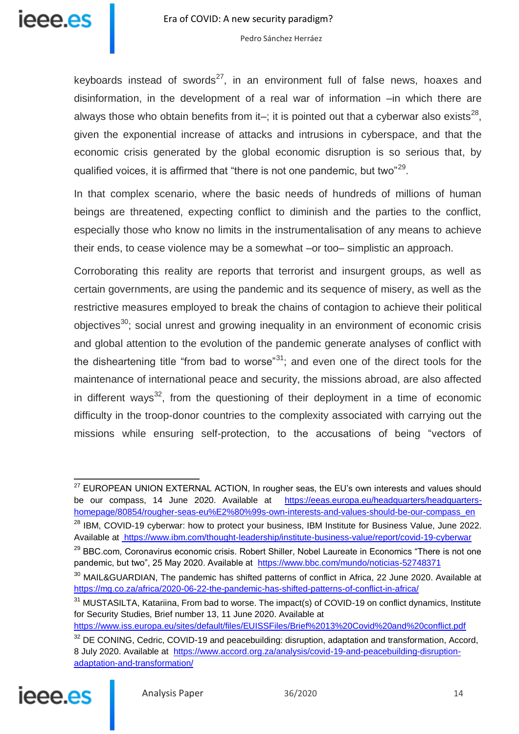keyboards instead of swords[27], in an environment full of false news, hoaxes and disinformation, in the development of a real war of information –in which there are always those who obtain benefits from it–; it is pointed out that a cyberwar also exists[28], given the exponential increase of attacks and intrusions in cyberspace, and that the economic crisis generated by the global economic disruption is so serious that, by qualified voices, it is affirmed that "there is not one pandemic, but two"[29].

In that complex scenario, where the basic needs of hundreds of millions of human beings are threatened, expecting conflict to diminish and the parties to the conflict, especially those who know no limits in the instrumentalisation of any means to achieve their ends, to cease violence may be a somewhat –or too– simplistic an approach.

Corroborating this reality are reports that terrorist and insurgent groups, as well as certain governments, are using the pandemic and its sequence of misery, as well as the restrictive measures employed to break the chains of contagion to achieve their political objectives[30]; social unrest and growing inequality in an environment of economic crisis and global attention to the evolution of the pandemic generate analyses of conflict with the disheartening title "from bad to worse"[31]; and even one of the direct tools for the maintenance of international peace and security, the missions abroad, are also affected in different ways[32], from the questioning of their deployment in a time of economic difficulty in the troop-donor countries to the complexity associated with carrying out the missions while ensuring self-protection, to the accusations of being "vectors of

---

[27] EUROPEAN UNION EXTERNAL ACTION, In rougher seas, the EU's own interests and values should be our compass, 14 June 2020. Available at https://eeas.europa.eu/headquarters/headquarters-homepage/80854/rougher-seas-eu%E2%80%99s-own-interests-and-values-should-be-our-compass_en

[28] IBM, COVID-19 cyberwar: how to protect your business, IBM Institute for Business Value, June 2022. Available at https://www.ibm.com/thought-leadership/institute-business-value/report/covid-19-cyberwar

[29] BBC.com, Coronavirus economic crisis. Robert Shiller, Nobel Laureate in Economics "There is not one pandemic, but two", 25 May 2020. Available at https://www.bbc.com/mundo/noticias-52748371

[30] MAIL&GUARDIAN, The pandemic has shifted patterns of conflict in Africa, 22 June 2020. Available at https://mg.co.za/africa/2020-06-22-the-pandemic-has-shifted-patterns-of-conflict-in-africa/

[31] MUSTASILTA, Katariina, From bad to worse. The impact(s) of COVID-19 on conflict dynamics, Institute for Security Studies, Brief number 13, 11 June 2020. Available at https://www.iss.europa.eu/sites/default/files/EUISSFiles/Brief%2013%20Covid%20and%20conflict.pdf

[32] DE CONING, Cedric, COVID-19 and peacebuilding: disruption, adaptation and transformation, Accord, 8 July 2020. Available at https://www.accord.org.za/analysis/covid-19-and-peacebuilding-disruption-adaptation-and-transformation/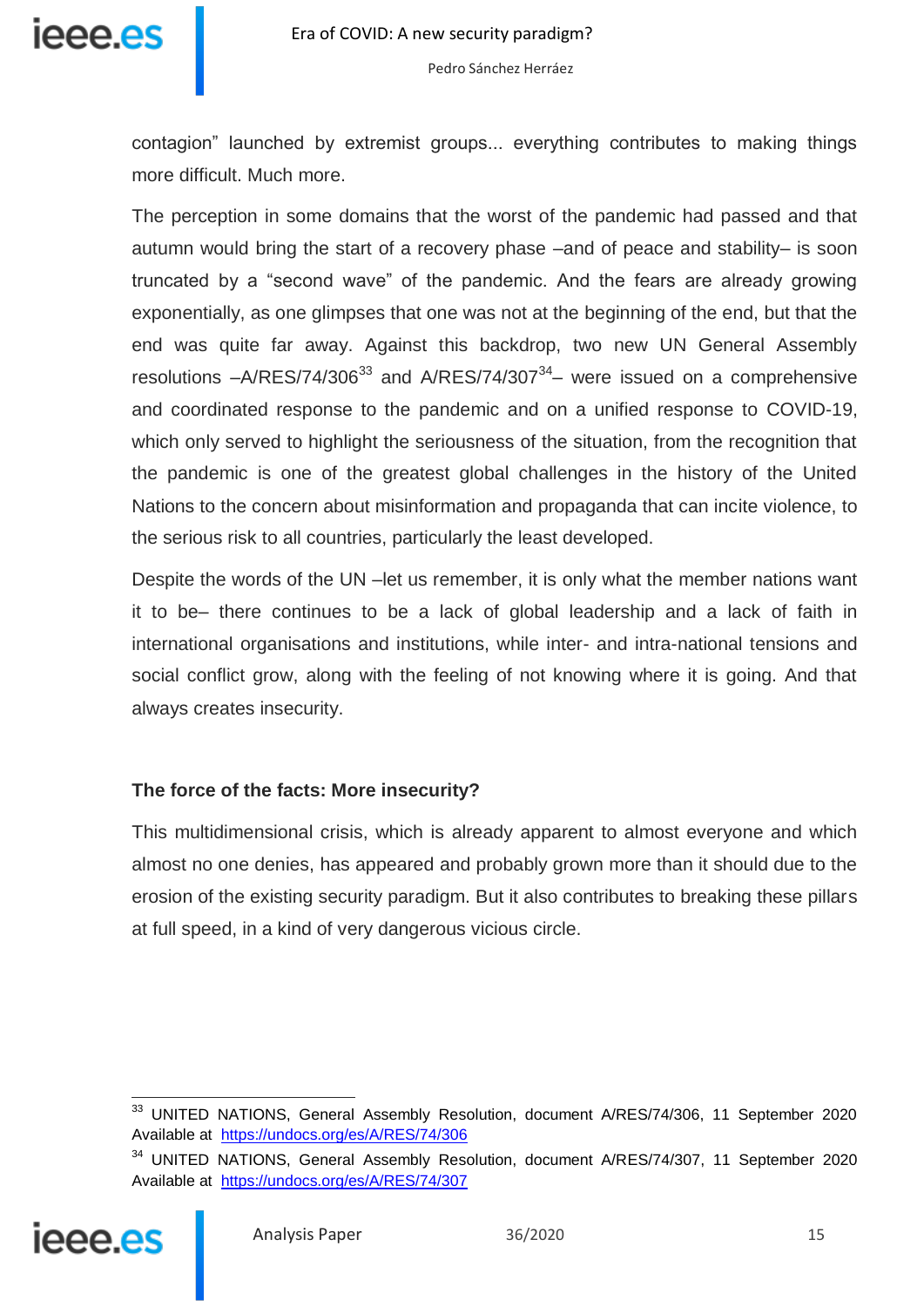contagion" launched by extremist groups... everything contributes to making things more difficult. Much more.

The perception in some domains that the worst of the pandemic had passed and that autumn would bring the start of a recovery phase –and of peace and stability– is soon truncated by a "second wave" of the pandemic. And the fears are already growing exponentially, as one glimpses that one was not at the beginning of the end, but that the end was quite far away. Against this backdrop, two new UN General Assembly resolutions –A/RES/74/306[33] and A/RES/74/307[34]– were issued on a comprehensive and coordinated response to the pandemic and on a unified response to COVID-19, which only served to highlight the seriousness of the situation, from the recognition that the pandemic is one of the greatest global challenges in the history of the United Nations to the concern about misinformation and propaganda that can incite violence, to the serious risk to all countries, particularly the least developed.

Despite the words of the UN –let us remember, it is only what the member nations want it to be– there continues to be a lack of global leadership and a lack of faith in international organisations and institutions, while inter- and intra-national tensions and social conflict grow, along with the feeling of not knowing where it is going. And that always creates insecurity.

### The force of the facts: More insecurity?

This multidimensional crisis, which is already apparent to almost everyone and which almost no one denies, has appeared and probably grown more than it should due to the erosion of the existing security paradigm. But it also contributes to breaking these pillars at full speed, in a kind of very dangerous vicious circle.

---

[33] UNITED NATIONS, General Assembly Resolution, document A/RES/74/306, 11 September 2020 Available at https://undocs.org/es/A/RES/74/306

[34] UNITED NATIONS, General Assembly Resolution, document A/RES/74/307, 11 September 2020 Available at https://undocs.org/es/A/RES/74/307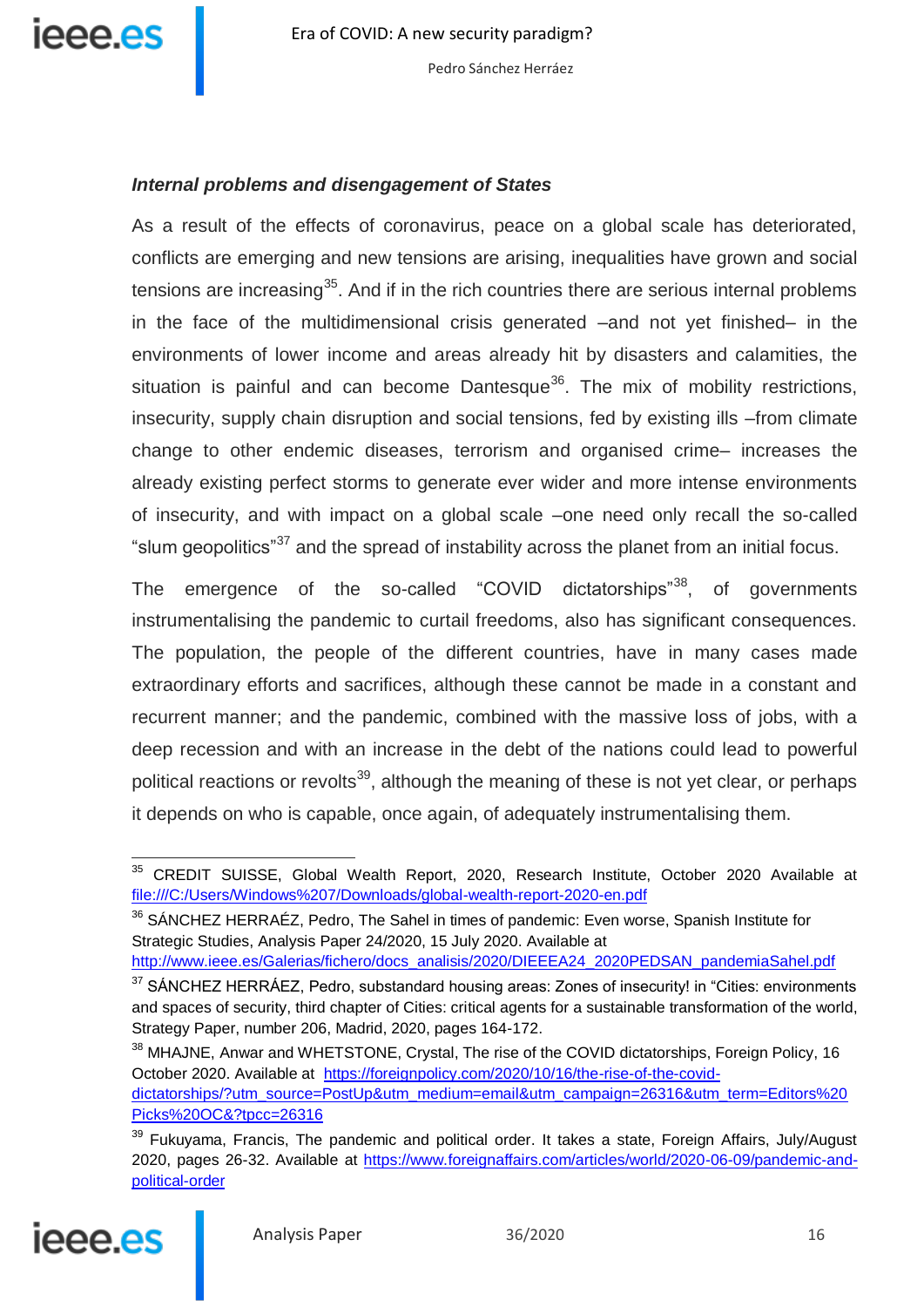### *Internal problems and disengagement of States*

As a result of the effects of coronavirus, peace on a global scale has deteriorated, conflicts are emerging and new tensions are arising, inequalities have grown and social tensions are increasing[35]. And if in the rich countries there are serious internal problems in the face of the multidimensional crisis generated –and not yet finished– in the environments of lower income and areas already hit by disasters and calamities, the situation is painful and can become Dantesque[36]. The mix of mobility restrictions, insecurity, supply chain disruption and social tensions, fed by existing ills –from climate change to other endemic diseases, terrorism and organised crime– increases the already existing perfect storms to generate ever wider and more intense environments of insecurity, and with impact on a global scale –one need only recall the so-called "slum geopolitics"[37] and the spread of instability across the planet from an initial focus.

The emergence of the so-called "COVID dictatorships"[38], of governments instrumentalising the pandemic to curtail freedoms, also has significant consequences. The population, the people of the different countries, have in many cases made extraordinary efforts and sacrifices, although these cannot be made in a constant and recurrent manner; and the pandemic, combined with the massive loss of jobs, with a deep recession and with an increase in the debt of the nations could lead to powerful political reactions or revolts[39], although the meaning of these is not yet clear, or perhaps it depends on who is capable, once again, of adequately instrumentalising them.

---

[35] CREDIT SUISSE, Global Wealth Report, 2020, Research Institute, October 2020 Available at file:///C:/Users/Windows%207/Downloads/global-wealth-report-2020-en.pdf

[36] SÁNCHEZ HERRAÉZ, Pedro, The Sahel in times of pandemic: Even worse, Spanish Institute for Strategic Studies, Analysis Paper 24/2020, 15 July 2020. Available at http://www.ieee.es/Galerias/fichero/docs_analisis/2020/DIEEEA24_2020PEDSAN_pandemiaSahel.pdf

[37] SÁNCHEZ HERRÁEZ, Pedro, substandard housing areas: Zones of insecurity! in "Cities: environments and spaces of security, third chapter of Cities: critical agents for a sustainable transformation of the world, Strategy Paper, number 206, Madrid, 2020, pages 164-172.

[38] MHAJNE, Anwar and WHETSTONE, Crystal, The rise of the COVID dictatorships, Foreign Policy, 16 October 2020. Available at https://foreignpolicy.com/2020/10/16/the-rise-of-the-covid-dictatorships/?utm_source=PostUp&utm_medium=email&utm_campaign=26316&utm_term=Editors%20Picks%20OC&?tpcc=26316

[39] Fukuyama, Francis, The pandemic and political order. It takes a state, Foreign Affairs, July/August 2020, pages 26-32. Available at https://www.foreignaffairs.com/articles/world/2020-06-09/pandemic-and-political-order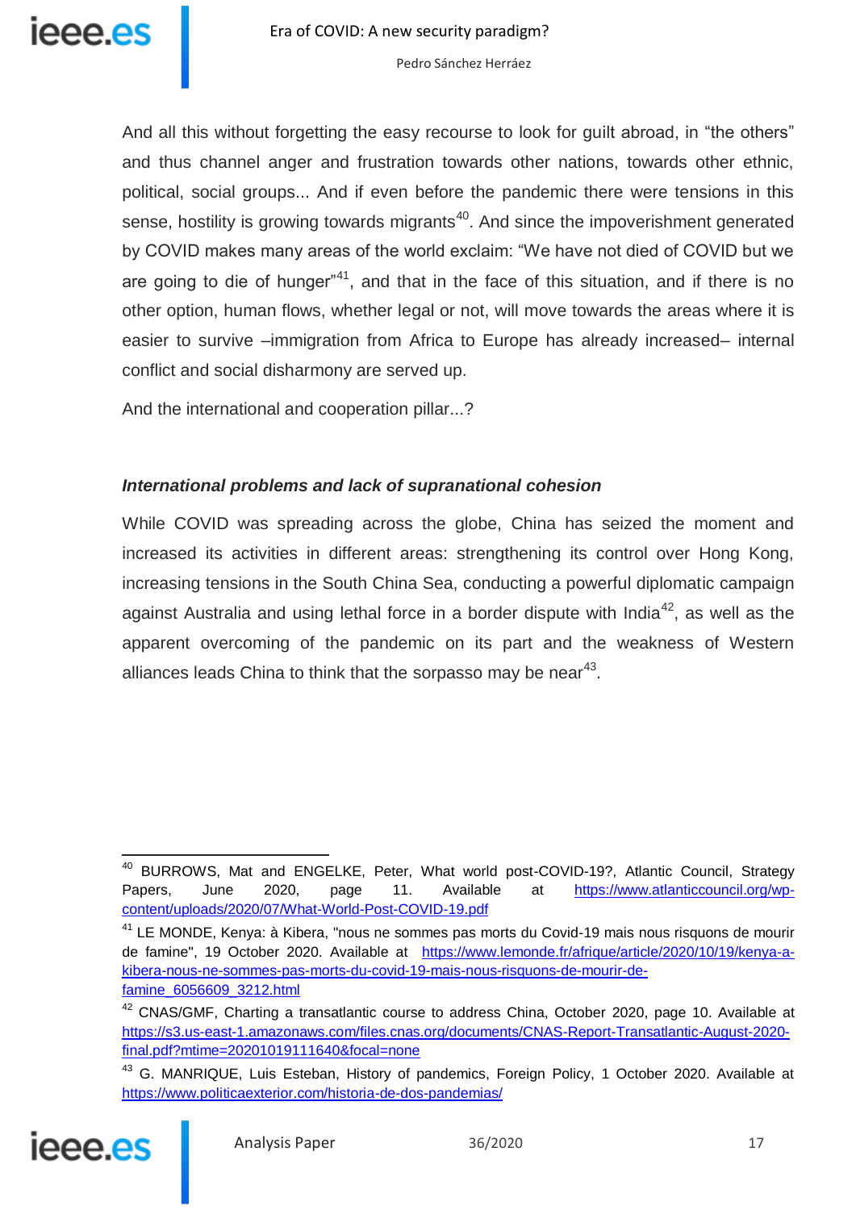And all this without forgetting the easy recourse to look for guilt abroad, in "the others" and thus channel anger and frustration towards other nations, towards other ethnic, political, social groups... And if even before the pandemic there were tensions in this sense, hostility is growing towards migrants[40]. And since the impoverishment generated by COVID makes many areas of the world exclaim: "We have not died of COVID but we are going to die of hunger"[41], and that in the face of this situation, and if there is no other option, human flows, whether legal or not, will move towards the areas where it is easier to survive –immigration from Africa to Europe has already increased– internal conflict and social disharmony are served up.

And the international and cooperation pillar...?

### *International problems and lack of supranational cohesion*

While COVID was spreading across the globe, China has seized the moment and increased its activities in different areas: strengthening its control over Hong Kong, increasing tensions in the South China Sea, conducting a powerful diplomatic campaign against Australia and using lethal force in a border dispute with India[42], as well as the apparent overcoming of the pandemic on its part and the weakness of Western alliances leads China to think that the sorpasso may be near[43].

---

[40] BURROWS, Mat and ENGELKE, Peter, What world post-COVID-19?, Atlantic Council, Strategy Papers, June 2020, page 11. Available at https://www.atlanticcouncil.org/wp-content/uploads/2020/07/What-World-Post-COVID-19.pdf

[41] LE MONDE, Kenya: à Kibera, "nous ne sommes pas morts du Covid-19 mais nous risquons de mourir de famine", 19 October 2020. Available at https://www.lemonde.fr/afrique/article/2020/10/19/kenya-a-kibera-nous-ne-sommes-pas-morts-du-covid-19-mais-nous-risquons-de-mourir-de-famine_6056609_3212.html

[42] CNAS/GMF, Charting a transatlantic course to address China, October 2020, page 10. Available at https://s3.us-east-1.amazonaws.com/files.cnas.org/documents/CNAS-Report-Transatlantic-August-2020-final.pdf?mtime=20201019111640&focal=none

[43] G. MANRIQUE, Luis Esteban, History of pandemics, Foreign Policy, 1 October 2020. Available at https://www.politicaexterior.com/historia-de-dos-pandemias/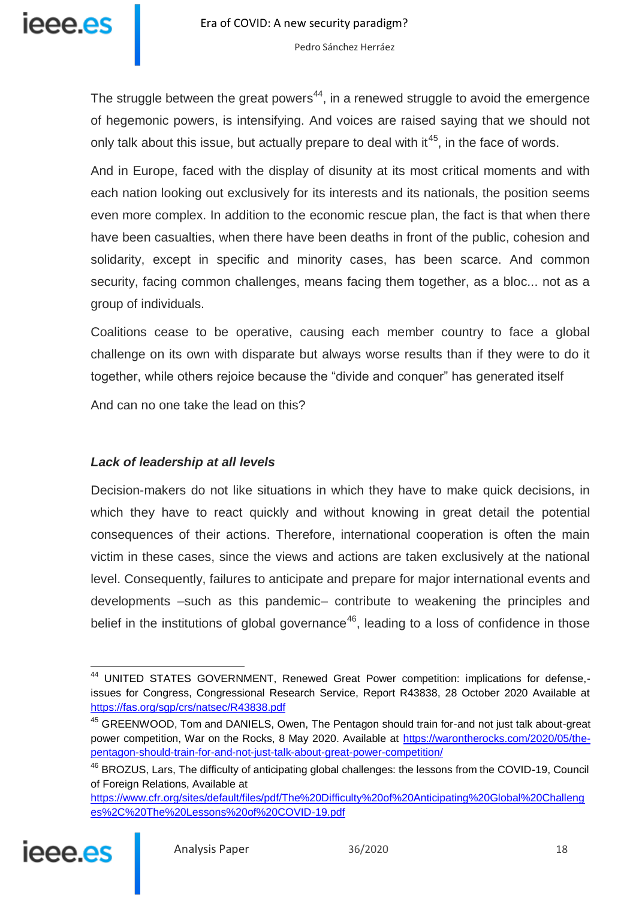The struggle between the great powers[44], in a renewed struggle to avoid the emergence of hegemonic powers, is intensifying. And voices are raised saying that we should not only talk about this issue, but actually prepare to deal with it[45], in the face of words.

And in Europe, faced with the display of disunity at its most critical moments and with each nation looking out exclusively for its interests and its nationals, the position seems even more complex. In addition to the economic rescue plan, the fact is that when there have been casualties, when there have been deaths in front of the public, cohesion and solidarity, except in specific and minority cases, has been scarce. And common security, facing common challenges, means facing them together, as a bloc... not as a group of individuals.

Coalitions cease to be operative, causing each member country to face a global challenge on its own with disparate but always worse results than if they were to do it together, while others rejoice because the "divide and conquer" has generated itself

And can no one take the lead on this?

### *Lack of leadership at all levels*

Decision-makers do not like situations in which they have to make quick decisions, in which they have to react quickly and without knowing in great detail the potential consequences of their actions. Therefore, international cooperation is often the main victim in these cases, since the views and actions are taken exclusively at the national level. Consequently, failures to anticipate and prepare for major international events and developments –such as this pandemic– contribute to weakening the principles and belief in the institutions of global governance[46], leading to a loss of confidence in those

---

[44] UNITED STATES GOVERNMENT, Renewed Great Power competition: implications for defense,- issues for Congress, Congressional Research Service, Report R43838, 28 October 2020 Available at https://fas.org/sgp/crs/natsec/R43838.pdf

[45] GREENWOOD, Tom and DANIELS, Owen, The Pentagon should train for-and not just talk about-great power competition, War on the Rocks, 8 May 2020. Available at https://warontherocks.com/2020/05/the-pentagon-should-train-for-and-not-just-talk-about-great-power-competition/

[46] BROZUS, Lars, The difficulty of anticipating global challenges: the lessons from the COVID-19, Council of Foreign Relations, Available at https://www.cfr.org/sites/default/files/pdf/The%20Difficulty%20of%20Anticipating%20Global%20Challenges%2C%20The%20Lessons%20of%20COVID-19.pdf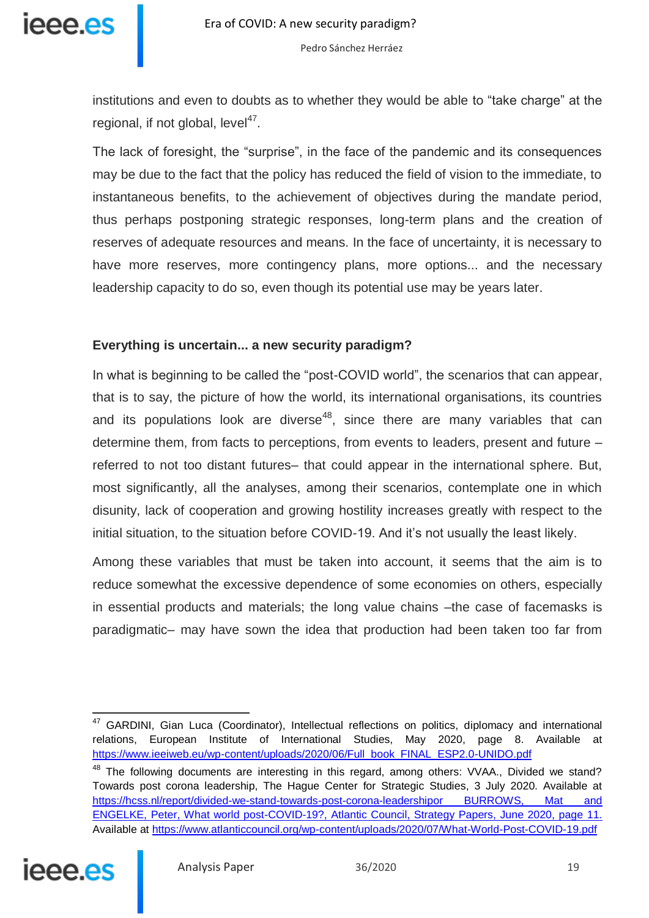institutions and even to doubts as to whether they would be able to “take charge” at the regional, if not global, level[47].

The lack of foresight, the “surprise”, in the face of the pandemic and its consequences may be due to the fact that the policy has reduced the field of vision to the immediate, to instantaneous benefits, to the achievement of objectives during the mandate period, thus perhaps postponing strategic responses, long-term plans and the creation of reserves of adequate resources and means. In the face of uncertainty, it is necessary to have more reserves, more contingency plans, more options... and the necessary leadership capacity to do so, even though its potential use may be years later.

**Everything is uncertain... a new security paradigm?**

In what is beginning to be called the “post-COVID world”, the scenarios that can appear, that is to say, the picture of how the world, its international organisations, its countries and its populations look are diverse[48], since there are many variables that can determine them, from facts to perceptions, from events to leaders, present and future –referred to not too distant futures– that could appear in the international sphere. But, most significantly, all the analyses, among their scenarios, contemplate one in which disunity, lack of cooperation and growing hostility increases greatly with respect to the initial situation, to the situation before COVID-19. And it’s not usually the least likely.

Among these variables that must be taken into account, it seems that the aim is to reduce somewhat the excessive dependence of some economies on others, especially in essential products and materials; the long value chains –the case of facemasks is paradigmatic– may have sown the idea that production had been taken too far from

---

[47] GARDINI, Gian Luca (Coordinator), Intellectual reflections on politics, diplomacy and international relations, European Institute of International Studies, May 2020, page 8. Available at https://www.ieeiweb.eu/wp-content/uploads/2020/06/Full_book_FINAL_ESP2.0-UNIDO.pdf

[48] The following documents are interesting in this regard, among others: VVAA., Divided we stand? Towards post corona leadership, The Hague Center for Strategic Studies, 3 July 2020. Available at https://hcss.nl/report/divided-we-stand-towards-post-corona-leadershipor BURROWS, Mat and ENGELKE, Peter, What world post-COVID-19?, Atlantic Council, Strategy Papers, June 2020, page 11. Available at https://www.atlanticcouncil.org/wp-content/uploads/2020/07/What-World-Post-COVID-19.pdf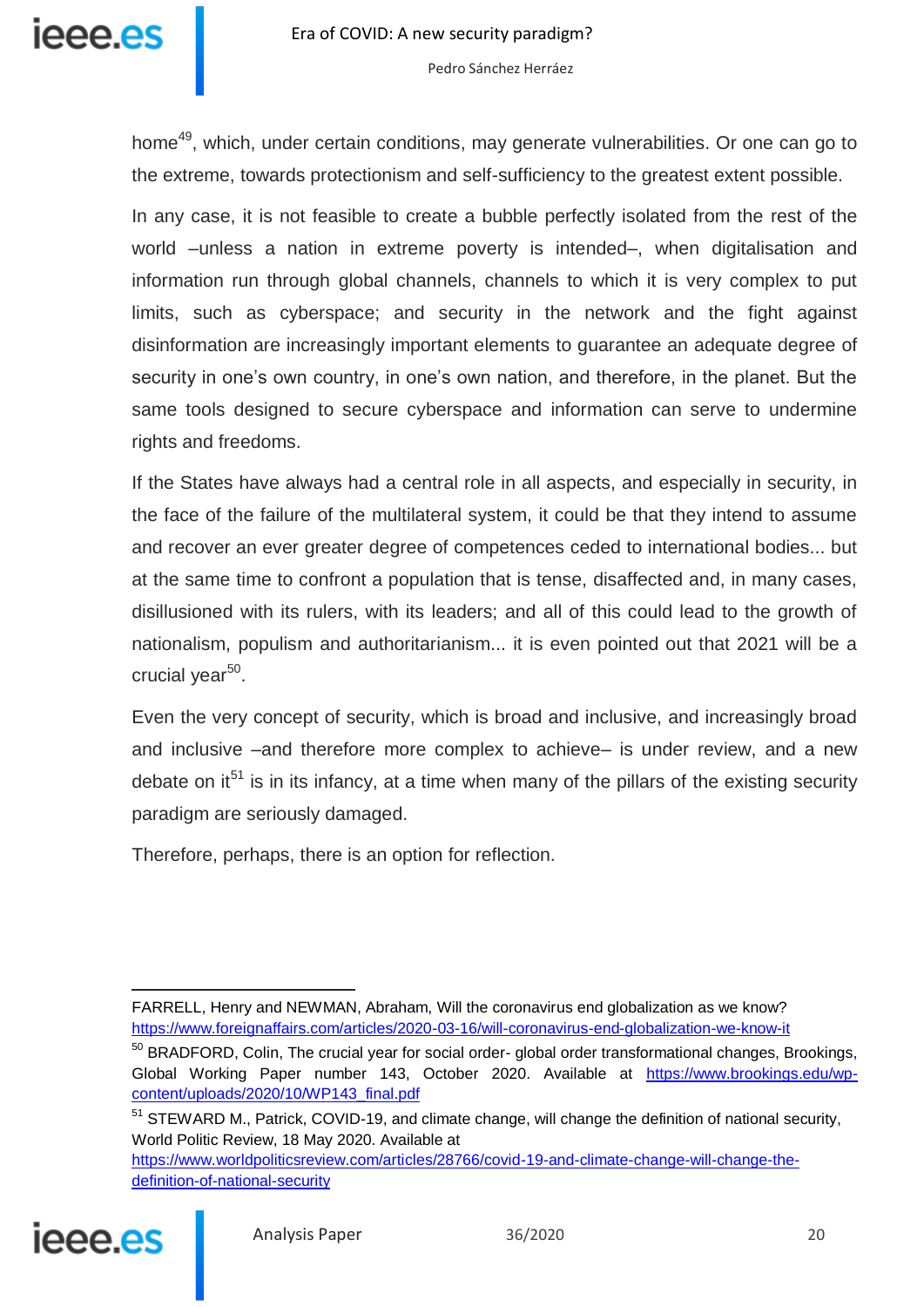home[49], which, under certain conditions, may generate vulnerabilities. Or one can go to the extreme, towards protectionism and self-sufficiency to the greatest extent possible.

In any case, it is not feasible to create a bubble perfectly isolated from the rest of the world –unless a nation in extreme poverty is intended–, when digitalisation and information run through global channels, channels to which it is very complex to put limits, such as cyberspace; and security in the network and the fight against disinformation are increasingly important elements to guarantee an adequate degree of security in one's own country, in one's own nation, and therefore, in the planet. But the same tools designed to secure cyberspace and information can serve to undermine rights and freedoms.

If the States have always had a central role in all aspects, and especially in security, in the face of the failure of the multilateral system, it could be that they intend to assume and recover an ever greater degree of competences ceded to international bodies... but at the same time to confront a population that is tense, disaffected and, in many cases, disillusioned with its rulers, with its leaders; and all of this could lead to the growth of nationalism, populism and authoritarianism... it is even pointed out that 2021 will be a crucial year[50].

Even the very concept of security, which is broad and inclusive, and increasingly broad and inclusive –and therefore more complex to achieve– is under review, and a new debate on it[51] is in its infancy, at a time when many of the pillars of the existing security paradigm are seriously damaged.

Therefore, perhaps, there is an option for reflection.

---

FARRELL, Henry and NEWMAN, Abraham, Will the coronavirus end globalization as we know? https://www.foreignaffairs.com/articles/2020-03-16/will-coronavirus-end-globalization-we-know-it

[50] BRADFORD, Colin, The crucial year for social order- global order transformational changes, Brookings, Global Working Paper number 143, October 2020. Available at https://www.brookings.edu/wp-content/uploads/2020/10/WP143_final.pdf

[51] STEWARD M., Patrick, COVID-19, and climate change, will change the definition of national security, World Politic Review, 18 May 2020. Available at https://www.worldpoliticsreview.com/articles/28766/covid-19-and-climate-change-will-change-the-definition-of-national-security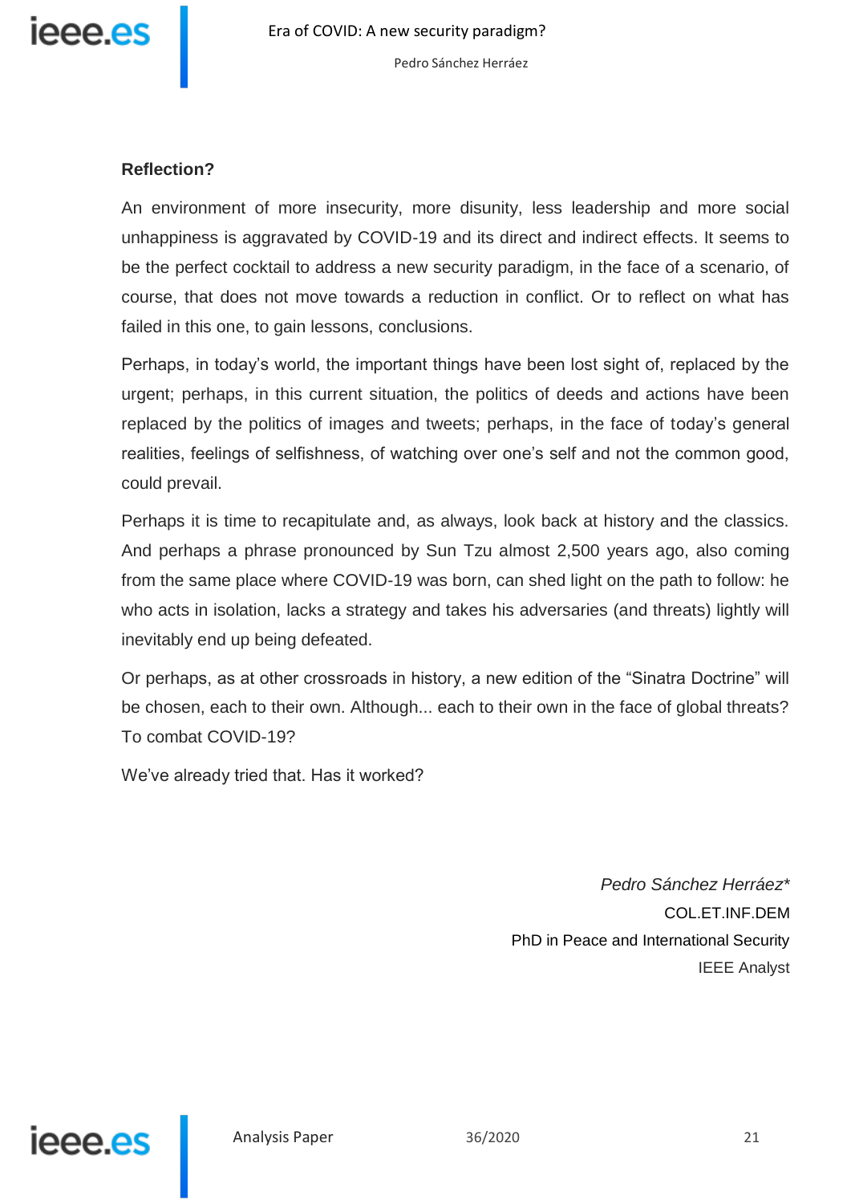## Reflection?

An environment of more insecurity, more disunity, less leadership and more social unhappiness is aggravated by COVID-19 and its direct and indirect effects. It seems to be the perfect cocktail to address a new security paradigm, in the face of a scenario, of course, that does not move towards a reduction in conflict. Or to reflect on what has failed in this one, to gain lessons, conclusions.

Perhaps, in today's world, the important things have been lost sight of, replaced by the urgent; perhaps, in this current situation, the politics of deeds and actions have been replaced by the politics of images and tweets; perhaps, in the face of today's general realities, feelings of selfishness, of watching over one's self and not the common good, could prevail.

Perhaps it is time to recapitulate and, as always, look back at history and the classics. And perhaps a phrase pronounced by Sun Tzu almost 2,500 years ago, also coming from the same place where COVID-19 was born, can shed light on the path to follow: he who acts in isolation, lacks a strategy and takes his adversaries (and threats) lightly will inevitably end up being defeated.

Or perhaps, as at other crossroads in history, a new edition of the "Sinatra Doctrine" will be chosen, each to their own. Although... each to their own in the face of global threats? To combat COVID-19?

We've already tried that. Has it worked?

*Pedro Sánchez Herráez**
COL.ET.INF.DEM
PhD in Peace and International Security
IEEE Analyst